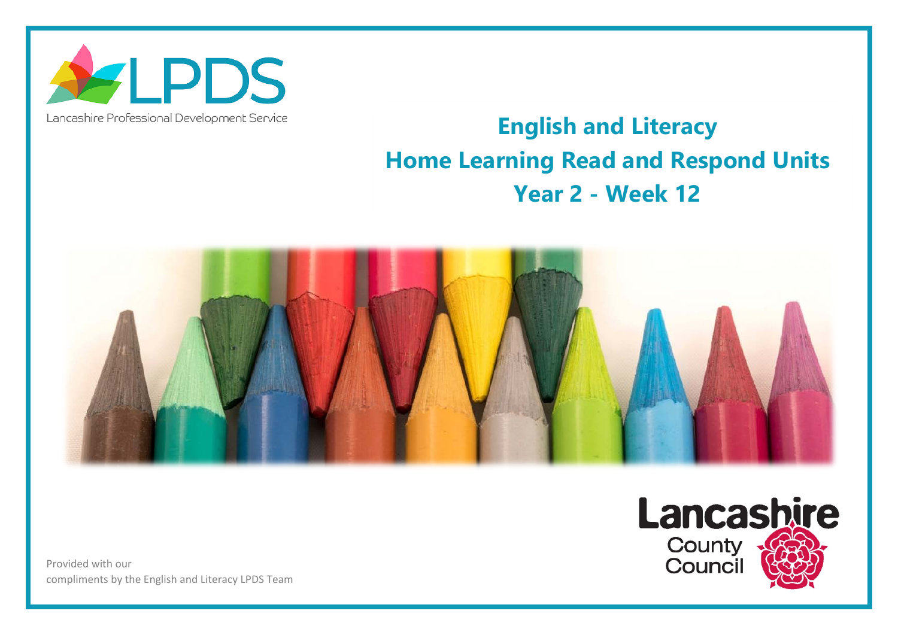LPDS

Lancashire Professional Development Service

# English and Literacy

# Home Learning Read and Respond Units

# Year 2 - Week 12

Lancashire County Council

Provided with our compliments by the English and Literacy LPDS Team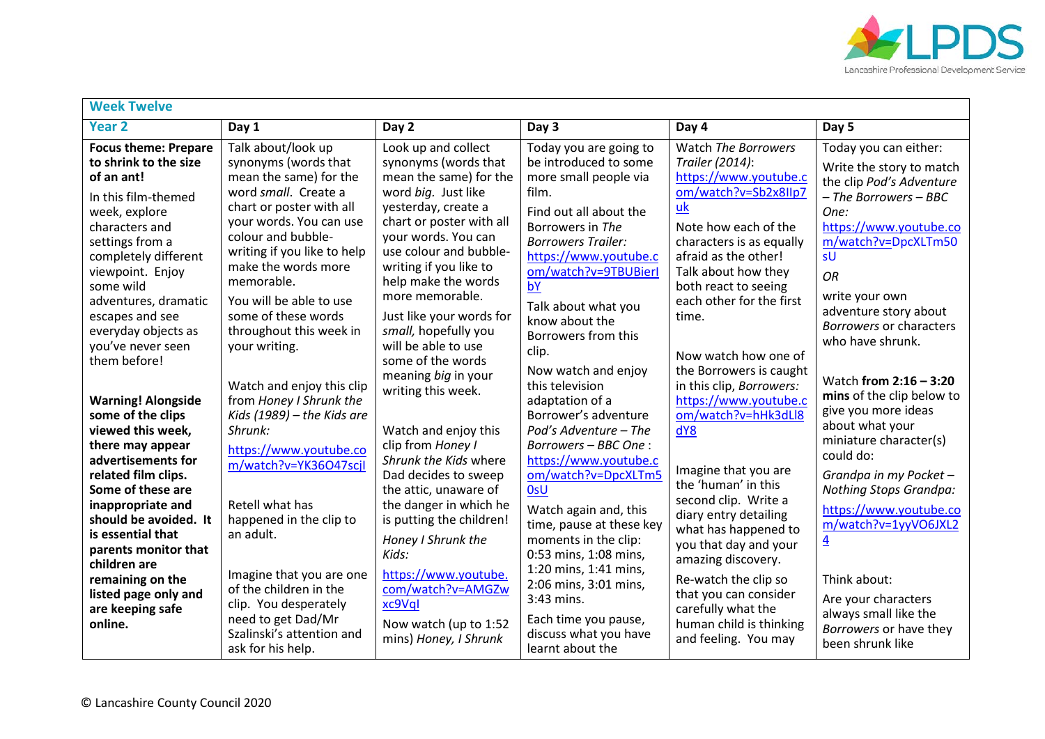| Week Twelve | | | | | |
|---|---|---|---|---|---|
| **Year 2** | **Day 1** | **Day 2** | **Day 3** | **Day 4** | **Day 5** |
| **Focus theme: Prepare to shrink to the size of an ant!**<br><br>In this film-themed week, explore characters and settings from a completely different viewpoint. Enjoy some wild adventures, dramatic escapes and see everyday objects as you've never seen them before!<br><br>**Warning! Alongside some of the clips viewed this week, there may appear advertisements for related film clips. Some of these are inappropriate and should be avoided. It is essential that parents monitor that children are remaining on the listed page only and are keeping safe online.** | Talk about/look up synonyms (words that mean the same) for the word *small*. Create a chart or poster with all your words. You can use colour and bubble-writing if you like to help make the words more memorable.<br><br>You will be able to use some of these words throughout this week in your writing.<br><br>Watch and enjoy this clip from *Honey I Shrunk the Kids (1989) – the Kids are Shrunk:*<br><br>https://www.youtube.com/watch?v=YK36O47scjI<br><br>Retell what has happened in the clip to an adult.<br><br>Imagine that you are one of the children in the clip. You desperately need to get Dad/Mr Szalinski's attention and ask for his help. | Look up and collect synonyms (words that mean the same) for the word *big*. Just like yesterday, create a chart or poster with all your words. You can use colour and bubble-writing if you like to help make the words more memorable.<br><br>Just like your words for *small,* hopefully you will be able to use some of the words meaning *big* in your writing this week.<br><br>Watch and enjoy this clip from *Honey I Shrunk the Kids* where Dad decides to sweep the attic, unaware of the danger in which he is putting the children!<br><br>*Honey I Shrunk the Kids:*<br><br>https://www.youtube.com/watch?v=AMGZwxc9VqI<br><br>Now watch (up to 1:52 mins) *Honey, I Shrunk* | Today you are going to be introduced to some more small people via film.<br><br>Find out all about the Borrowers in *The Borrowers Trailer:*<br>https://www.youtube.com/watch?v=9TBUBierIbY<br><br>Talk about what you know about the Borrowers from this clip.<br><br>Now watch and enjoy this television adaptation of a Borrower's adventure *Pod's Adventure – The Borrowers – BBC One* :<br>https://www.youtube.com/watch?v=DpcXLTm50sU<br><br>Watch again and, this time, pause at these key moments in the clip: 0:53 mins, 1:08 mins, 1:20 mins, 1:41 mins, 2:06 mins, 3:01 mins, 3:43 mins.<br><br>Each time you pause, discuss what you have learnt about the | Watch *The Borrowers Trailer (2014)*:<br>https://www.youtube.com/watch?v=Sb2x8IIp7uk<br><br>Note how each of the characters is as equally afraid as the other! Talk about how they both react to seeing each other for the first time.<br><br>Now watch how one of the Borrowers is caught in this clip, *Borrowers:*<br>https://www.youtube.com/watch?v=hHk3dLl8dY8<br><br>Imagine that you are the 'human' in this second clip. Write a diary entry detailing what has happened to you that day and your amazing discovery.<br><br>Re-watch the clip so that you can consider carefully what the human child is thinking and feeling. You may | Today you can either:<br><br>Write the story to match the clip *Pod's Adventure – The Borrowers – BBC One:*<br>https://www.youtube.com/watch?v=DpcXLTm50sU<br><br>*OR*<br><br>write your own adventure story about *Borrowers* or characters who have shrunk.<br><br>Watch **from 2:16 – 3:20 mins** of the clip below to give you more ideas about what your miniature character(s) could do:<br><br>*Grandpa in my Pocket – Nothing Stops Grandpa:*<br>https://www.youtube.com/watch?v=1yyVO6JXL24<br><br>Think about:<br><br>Are your characters always small like the *Borrowers* or have they been shrunk like |

© Lancashire County Council 2020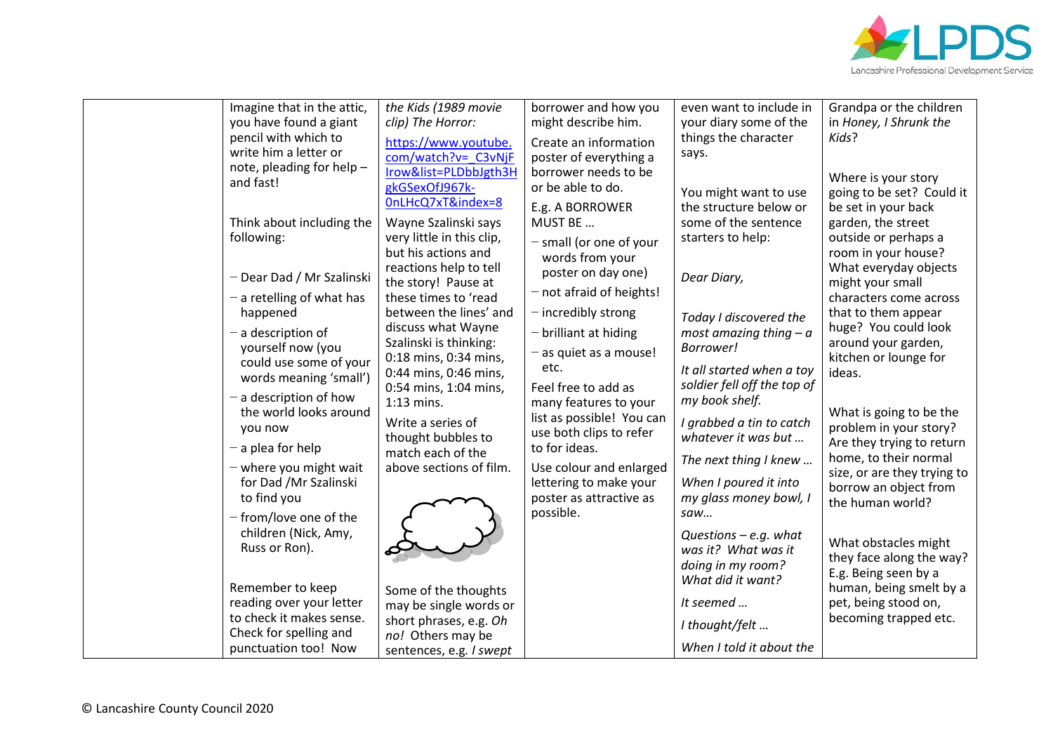| | | | | | |
|---|---|---|---|---|---|
| | Imagine that in the attic, you have found a giant pencil with which to write him a letter or note, pleading for help – and fast!<br><br>Think about including the following:<br><br>– Dear Dad / Mr Szalinski<br>– a retelling of what has happened<br>– a description of yourself now (you could use some of your words meaning 'small')<br>– a description of how the world looks around you now<br>– a plea for help<br>– where you might wait for Dad /Mr Szalinski to find you<br>– from/love one of the children (Nick, Amy, Russ or Ron).<br><br>Remember to keep reading over your letter to check it makes sense. Check for spelling and punctuation too! Now | *the Kids (1989 movie clip) The Horror:*<br><br>https://www.youtube.com/watch?v=_C3vNjFIrow&list=PLDbbJgth3HgkGSexOfJ967k-0nLHcQ7xT&index=8<br><br>Wayne Szalinski says very little in this clip, but his actions and reactions help to tell the story! Pause at these times to 'read between the lines' and discuss what Wayne Szalinski is thinking: 0:18 mins, 0:34 mins, 0:44 mins, 0:46 mins, 0:54 mins, 1:04 mins, 1:13 mins.<br><br>Write a series of thought bubbles to match each of the above sections of film.<br><br>Some of the thoughts may be single words or short phrases, e.g. *Oh no!* Others may be sentences, e.g. *I swept* | borrower and how you might describe him.<br><br>Create an information poster of everything a borrower needs to be or be able to do.<br><br>E.g. A BORROWER MUST BE …<br>– small (or one of your words from your poster on day one)<br>– not afraid of heights!<br>– incredibly strong<br>– brilliant at hiding<br>– as quiet as a mouse!<br>etc.<br><br>Feel free to add as many features to your list as possible! You can use both clips to refer to for ideas.<br><br>Use colour and enlarged lettering to make your poster as attractive as possible. | even want to include in your diary some of the things the character says.<br><br>You might want to use the structure below or some of the sentence starters to help:<br><br>*Dear Diary,*<br><br>*Today I discovered the most amazing thing – a Borrower!*<br><br>*It all started when a toy soldier fell off the top of my book shelf.*<br><br>*I grabbed a tin to catch whatever it was but …*<br><br>*The next thing I knew …*<br><br>*When I poured it into my glass money bowl, I saw…*<br><br>*Questions – e.g. what was it? What was it doing in my room? What did it want?*<br><br>*It seemed …*<br><br>*I thought/felt …*<br><br>*When I told it about the* | Grandpa or the children in *Honey, I Shrunk the Kids*?<br><br>Where is your story going to be set? Could it be set in your back garden, the street outside or perhaps a room in your house? What everyday objects might your small characters come across that to them appear huge? You could look around your garden, kitchen or lounge for ideas.<br><br>What is going to be the problem in your story? Are they trying to return home, to their normal size, or are they trying to borrow an object from the human world?<br><br>What obstacles might they face along the way? E.g. Being seen by a human, being smelt by a pet, being stood on, becoming trapped etc. |

© Lancashire County Council 2020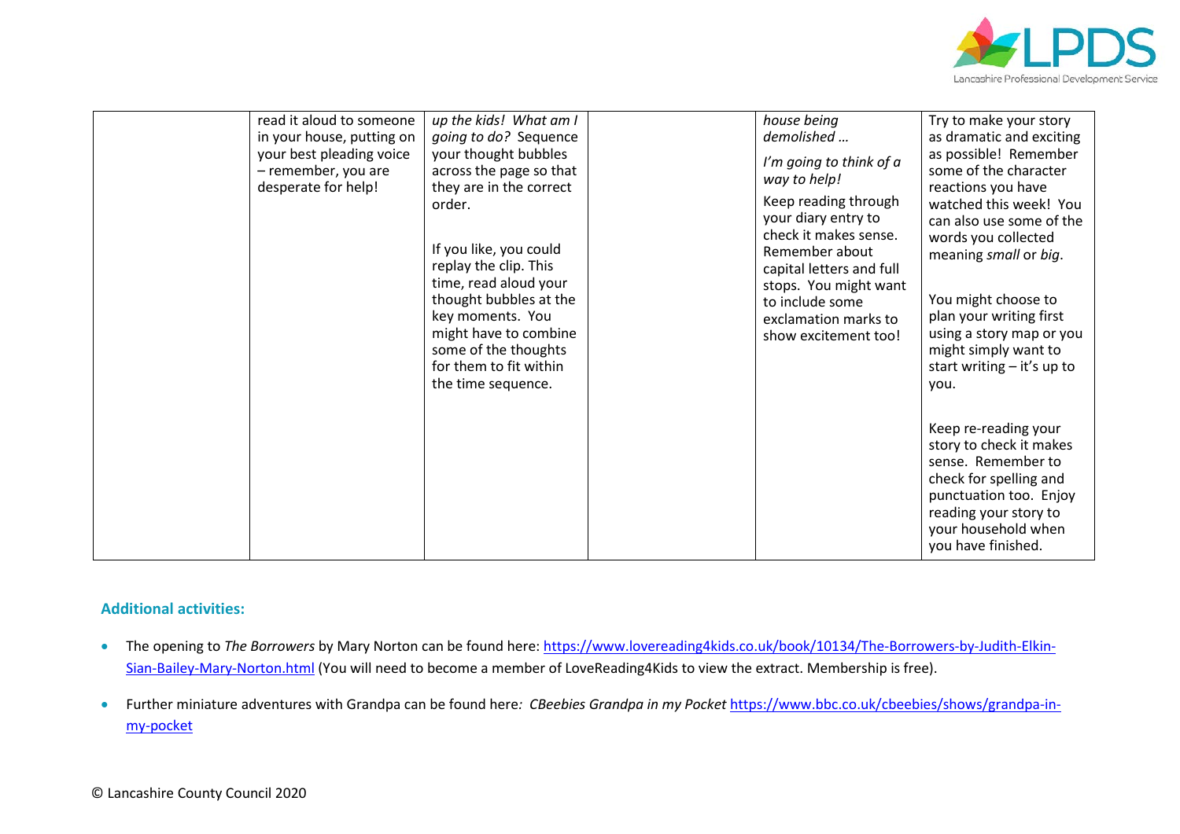| | | | | | |
|---|---|---|---|---|---|
| | read it aloud to someone in your house, putting on your best pleading voice – remember, you are desperate for help! | *up the kids! What am I going to do?* Sequence your thought bubbles across the page so that they are in the correct order.<br><br>If you like, you could replay the clip. This time, read aloud your thought bubbles at the key moments. You might have to combine some of the thoughts for them to fit within the time sequence. | | *house being demolished …*<br><br>*I'm going to think of a way to help!*<br><br>Keep reading through your diary entry to check it makes sense. Remember about capital letters and full stops. You might want to include some exclamation marks to show excitement too! | Try to make your story as dramatic and exciting as possible! Remember some of the character reactions you have watched this week! You can also use some of the words you collected meaning *small* or *big*.<br><br>You might choose to plan your writing first using a story map or you might simply want to start writing – it's up to you.<br><br>Keep re-reading your story to check it makes sense. Remember to check for spelling and punctuation too. Enjoy reading your story to your household when you have finished. |

**Additional activities:**

- The opening to *The Borrowers* by Mary Norton can be found here: https://www.lovereading4kids.co.uk/book/10134/The-Borrowers-by-Judith-Elkin-Sian-Bailey-Mary-Norton.html (You will need to become a member of LoveReading4Kids to view the extract. Membership is free).
- Further miniature adventures with Grandpa can be found here: *CBeebies Grandpa in my Pocket* https://www.bbc.co.uk/cbeebies/shows/grandpa-in-my-pocket

© Lancashire County Council 2020